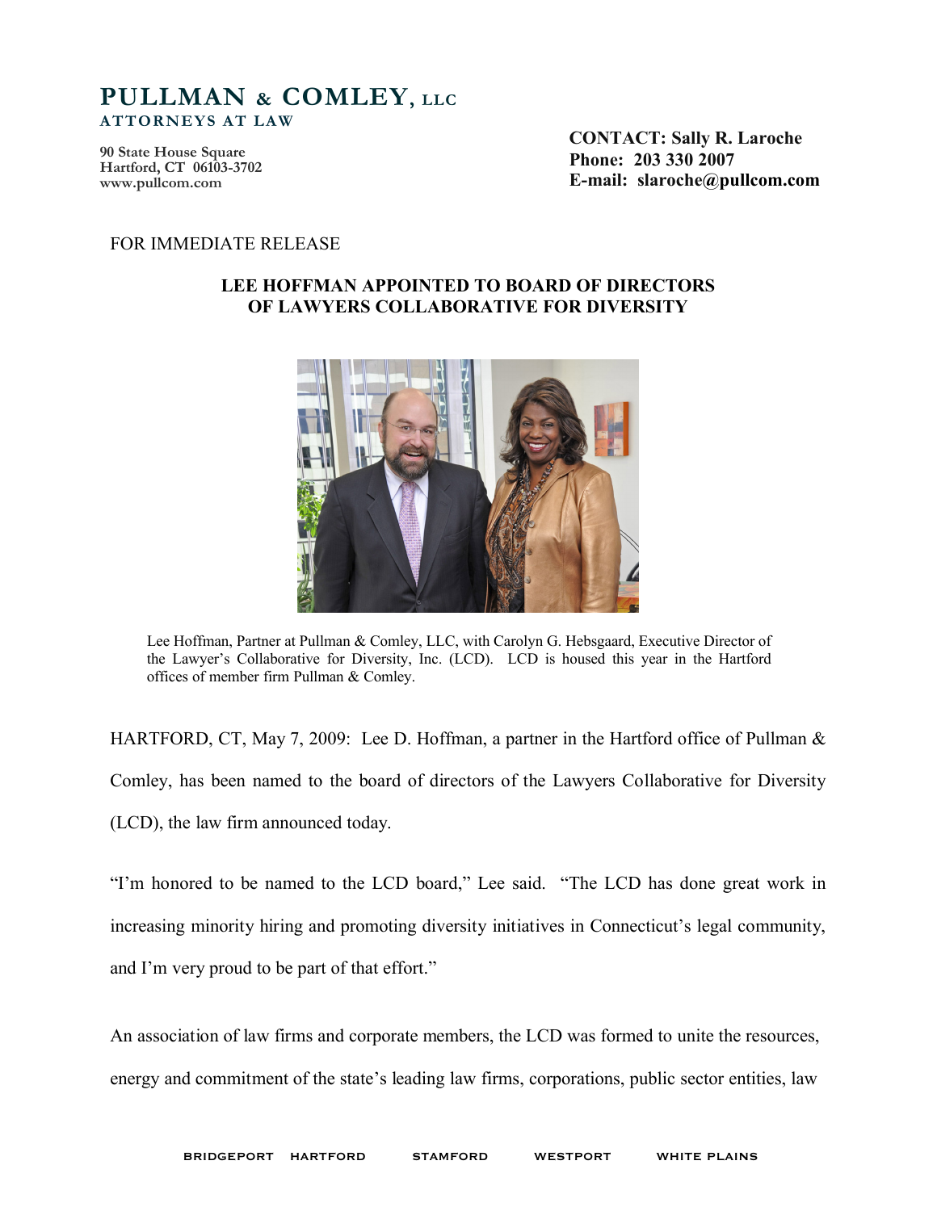**PULLMAN & COMLEY, LLC**
**ATTORNEYS AT LAW**

**90 State House Square**
**Hartford, CT 06103-3702**
**www.pullcom.com**

**CONTACT: Sally R. Laroche**
**Phone: 203 330 2007**
**E-mail: slaroche@pullcom.com**

FOR IMMEDIATE RELEASE

## LEE HOFFMAN APPOINTED TO BOARD OF DIRECTORS OF LAWYERS COLLABORATIVE FOR DIVERSITY

Lee Hoffman, Partner at Pullman & Comley, LLC, with Carolyn G. Hebsgaard, Executive Director of the Lawyer's Collaborative for Diversity, Inc. (LCD). LCD is housed this year in the Hartford offices of member firm Pullman & Comley.

HARTFORD, CT, May 7, 2009: Lee D. Hoffman, a partner in the Hartford office of Pullman & Comley, has been named to the board of directors of the Lawyers Collaborative for Diversity (LCD), the law firm announced today.

"I'm honored to be named to the LCD board," Lee said. "The LCD has done great work in increasing minority hiring and promoting diversity initiatives in Connecticut's legal community, and I'm very proud to be part of that effort."

An association of law firms and corporate members, the LCD was formed to unite the resources, energy and commitment of the state's leading law firms, corporations, public sector entities, law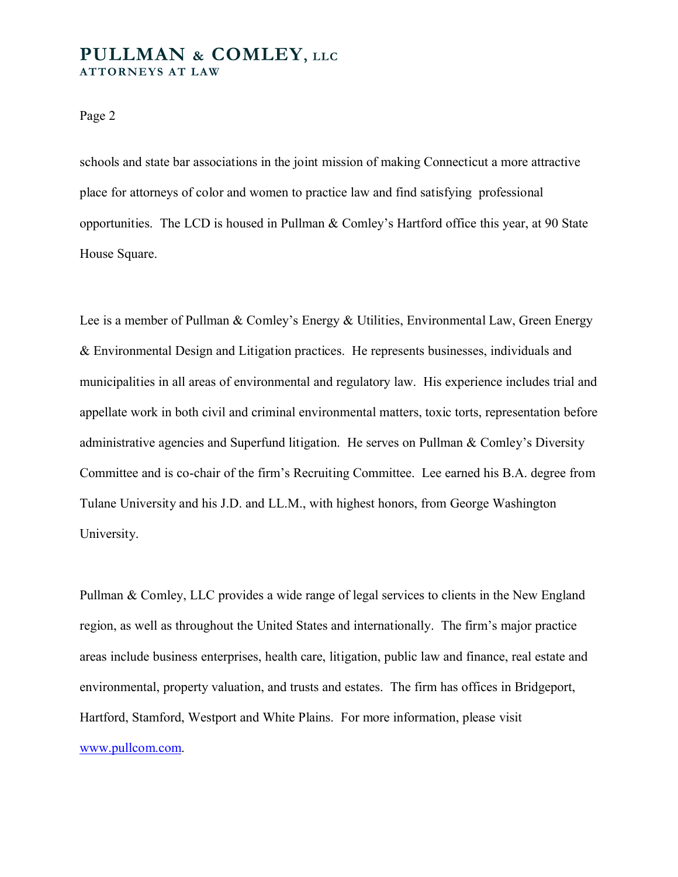schools and state bar associations in the joint mission of making Connecticut a more attractive place for attorneys of color and women to practice law and find satisfying professional opportunities. The LCD is housed in Pullman & Comley's Hartford office this year, at 90 State House Square.

Lee is a member of Pullman & Comley's Energy & Utilities, Environmental Law, Green Energy & Environmental Design and Litigation practices. He represents businesses, individuals and municipalities in all areas of environmental and regulatory law. His experience includes trial and appellate work in both civil and criminal environmental matters, toxic torts, representation before administrative agencies and Superfund litigation. He serves on Pullman & Comley's Diversity Committee and is co-chair of the firm's Recruiting Committee. Lee earned his B.A. degree from Tulane University and his J.D. and LL.M., with highest honors, from George Washington University.

Pullman & Comley, LLC provides a wide range of legal services to clients in the New England region, as well as throughout the United States and internationally. The firm's major practice areas include business enterprises, health care, litigation, public law and finance, real estate and environmental, property valuation, and trusts and estates. The firm has offices in Bridgeport, Hartford, Stamford, Westport and White Plains. For more information, please visit www.pullcom.com.